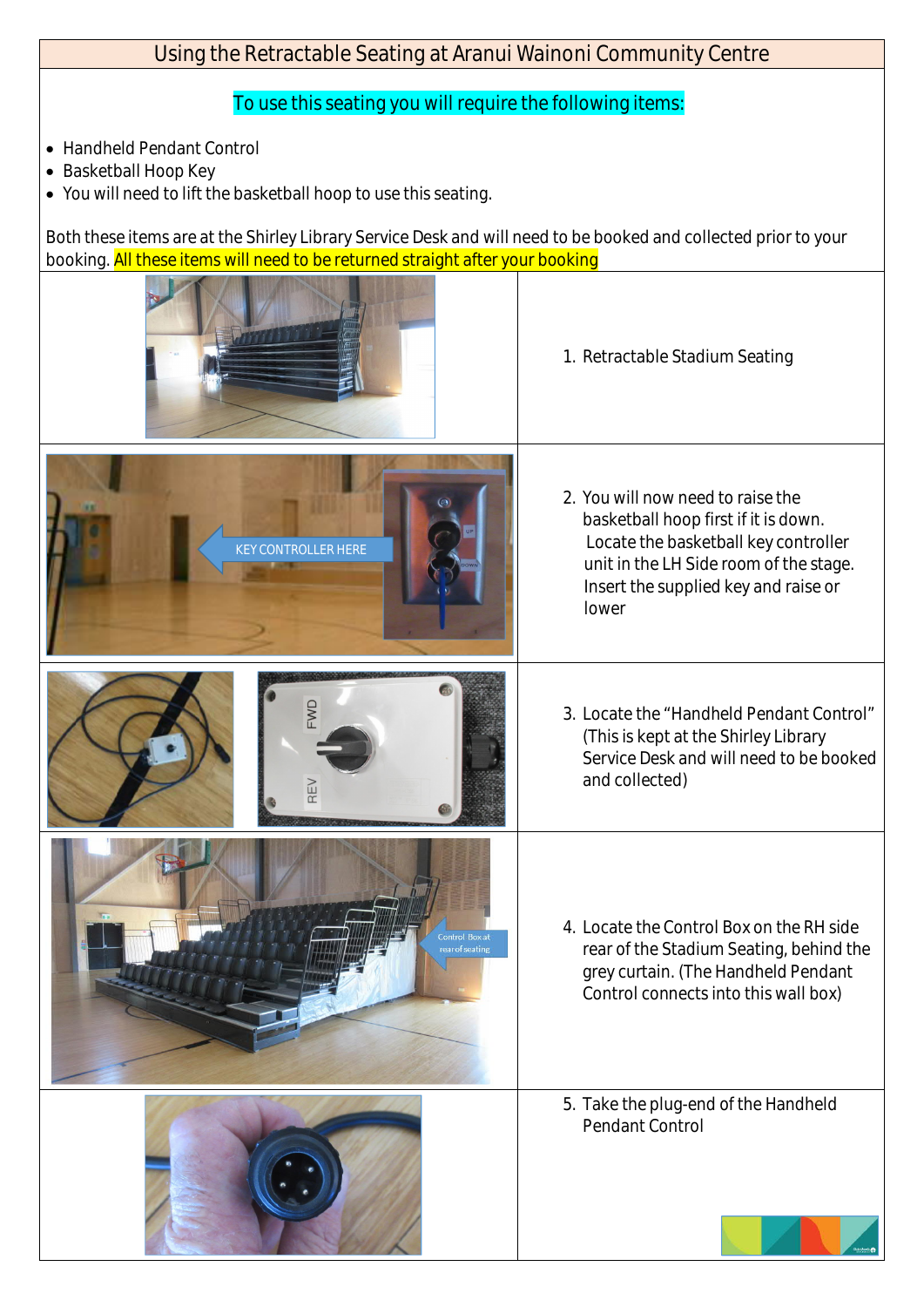# Using the Retractable Seating at Aranui Wainoni Community Centre

To use this seating you will require the following items:

- Handheld Pendant Control
- Basketball Hoop Key
- You will need to lift the basketball hoop to use this seating.

Both these items are at the Shirley Library Service Desk and will need to be booked and collected prior to your booking. All these items will need to be returned straight after your booking

1. Retractable Stadium Seating

2. You will now need to raise the basketball hoop first if it is down. Locate the basketball key controller unit in the LH Side room of the stage. Insert the supplied key and raise or lower

3. Locate the "Handheld Pendant Control" (This is kept at the Shirley Library Service Desk and will need to be booked and collected)

4. Locate the Control Box on the RH side rear of the Stadium Seating, behind the grey curtain. (The Handheld Pendant Control connects into this wall box)

5. Take the plug-end of the Handheld Pendant Control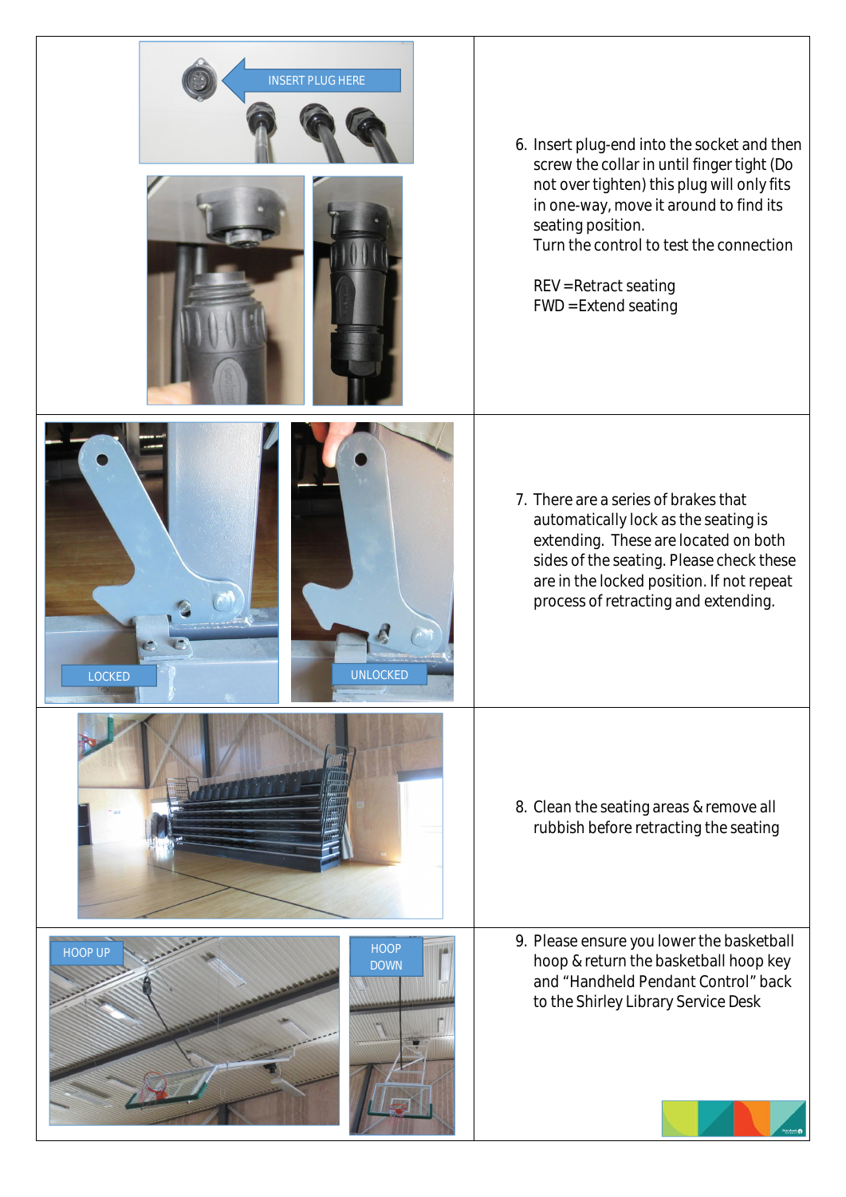6. Insert plug-end into the socket and then screw the collar in until finger tight (Do not over tighten) this plug will only fits in one-way, move it around to find its seating position.
   Turn the control to test the connection

   REV =Retract seating
   FWD =Extend seating

7. There are a series of brakes that automatically lock as the seating is extending. These are located on both sides of the seating. Please check these are in the locked position. If not repeat process of retracting and extending.

8. Clean the seating areas & remove all rubbish before retracting the seating

9. Please ensure you lower the basketball hoop & return the basketball hoop key and "Handheld Pendant Control" back to the Shirley Library Service Desk